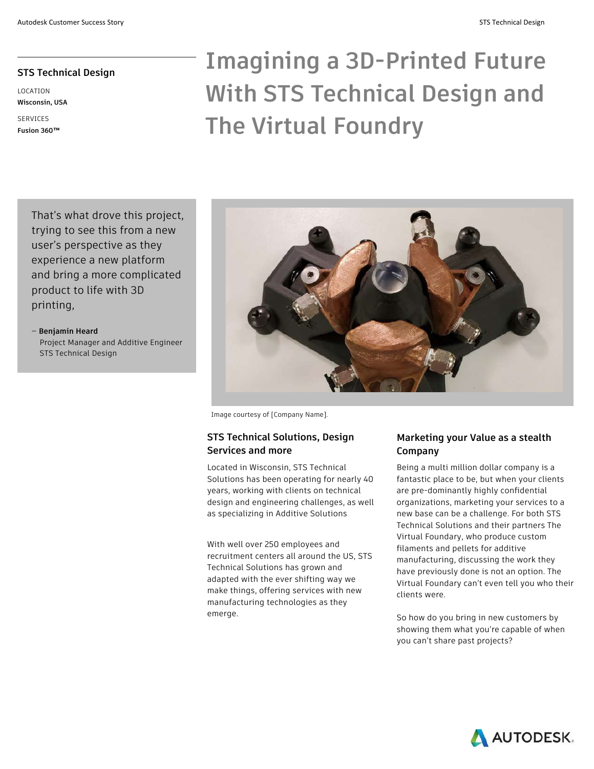## STS Technical Design

LOCATION
**Wisconsin, USA**

SERVICES
**Fusion 360™**

# Imagining a 3D-Printed Future With STS Technical Design and The Virtual Foundry

> That's what drove this project, trying to see this from a new user's perspective as they experience a new platform and bring a more complicated product to life with 3D printing,
>
> – **Benjamin Heard**
> Project Manager and Additive Engineer
> STS Technical Design

Image courtesy of [Company Name].

### STS Technical Solutions, Design Services and more

Located in Wisconsin, STS Technical Solutions has been operating for nearly 40 years, working with clients on technical design and engineering challenges, as well as specializing in Additive Solutions

With well over 250 employees and recruitment centers all around the US, STS Technical Solutions has grown and adapted with the ever shifting way we make things, offering services with new manufacturing technologies as they emerge.

### Marketing your Value as a stealth Company

Being a multi million dollar company is a fantastic place to be, but when your clients are pre-dominantly highly confidential organizations, marketing your services to a new base can be a challenge. For both STS Technical Solutions and their partners The Virtual Foundary, who produce custom filaments and pellets for additive manufacturing, discussing the work they have previously done is not an option. The Virtual Foundary can't even tell you who their clients were.

So how do you bring in new customers by showing them what you're capable of when you can't share past projects?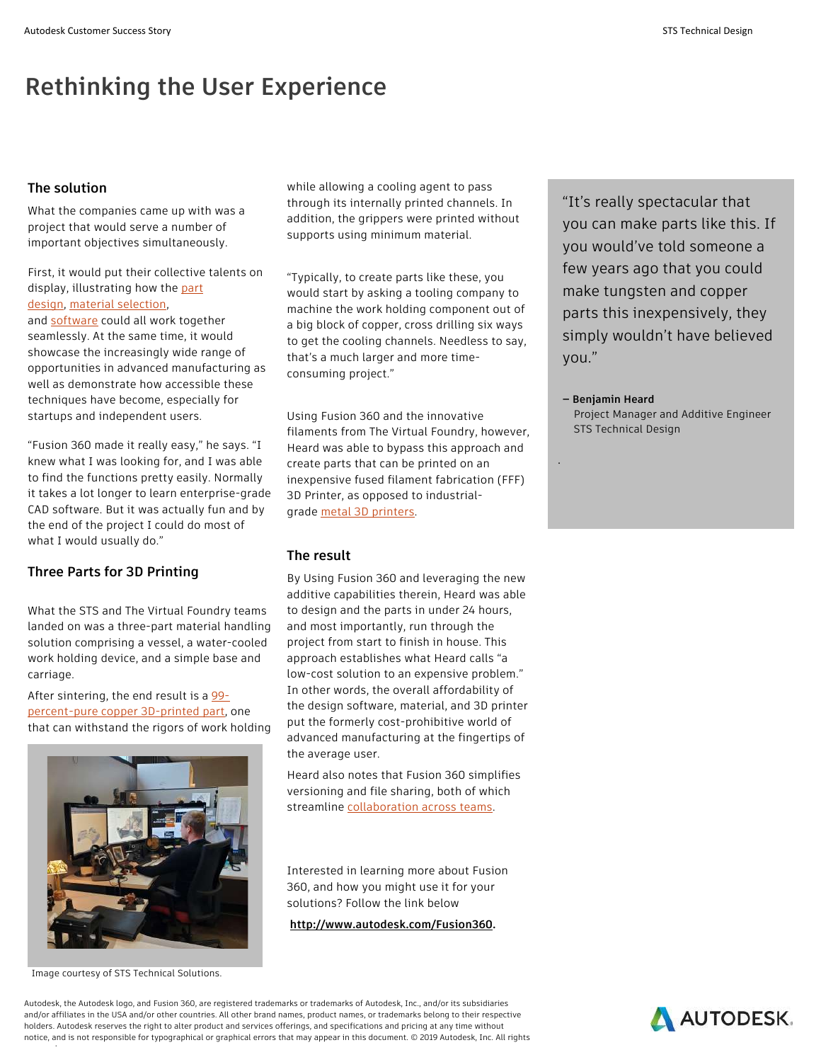# Rethinking the User Experience

## The solution

What the companies came up with was a project that would serve a number of important objectives simultaneously.

First, it would put their collective talents on display, illustrating how the part design, material selection, and software could all work together seamlessly. At the same time, it would showcase the increasingly wide range of opportunities in advanced manufacturing as well as demonstrate how accessible these techniques have become, especially for startups and independent users.

"Fusion 360 made it really easy," he says. "I knew what I was looking for, and I was able to find the functions pretty easily. Normally it takes a lot longer to learn enterprise-grade CAD software. But it was actually fun and by the end of the project I could do most of what I would usually do."

## Three Parts for 3D Printing

What the STS and The Virtual Foundry teams landed on was a three-part material handling solution comprising a vessel, a water-cooled work holding device, and a simple base and carriage.

After sintering, the end result is a 99-percent-pure copper 3D-printed part, one that can withstand the rigors of work holding while allowing a cooling agent to pass through its internally printed channels. In addition, the grippers were printed without supports using minimum material.

Image courtesy of STS Technical Solutions.

"Typically, to create parts like these, you would start by asking a tooling company to machine the work holding component out of a big block of copper, cross drilling six ways to get the cooling channels. Needless to say, that's a much larger and more time-consuming project."

Using Fusion 360 and the innovative filaments from The Virtual Foundry, however, Heard was able to bypass this approach and create parts that can be printed on an inexpensive fused filament fabrication (FFF) 3D Printer, as opposed to industrial-grade metal 3D printers.

## The result

By Using Fusion 360 and leveraging the new additive capabilities therein, Heard was able to design and the parts in under 24 hours, and most importantly, run through the project from start to finish in house. This approach establishes what Heard calls "a low-cost solution to an expensive problem." In other words, the overall affordability of the design software, material, and 3D printer put the formerly cost-prohibitive world of advanced manufacturing at the fingertips of the average user.

Heard also notes that Fusion 360 simplifies versioning and file sharing, both of which streamline collaboration across teams.

Interested in learning more about Fusion 360, and how you might use it for your solutions? Follow the link below

**http://www.autodesk.com/Fusion360.**

"It's really spectacular that you can make parts like this. If you would've told someone a few years ago that you could make tungsten and copper parts this inexpensively, they simply wouldn't have believed you."

**– Benjamin Heard**
Project Manager and Additive Engineer
STS Technical Design

Autodesk, the Autodesk logo, and Fusion 360, are registered trademarks or trademarks of Autodesk, Inc., and/or its subsidiaries and/or affiliates in the USA and/or other countries. All other brand names, product names, or trademarks belong to their respective holders. Autodesk reserves the right to alter product and services offerings, and specifications and pricing at any time without notice, and is not responsible for typographical or graphical errors that may appear in this document. © 2019 Autodesk, Inc. All rights reserved.